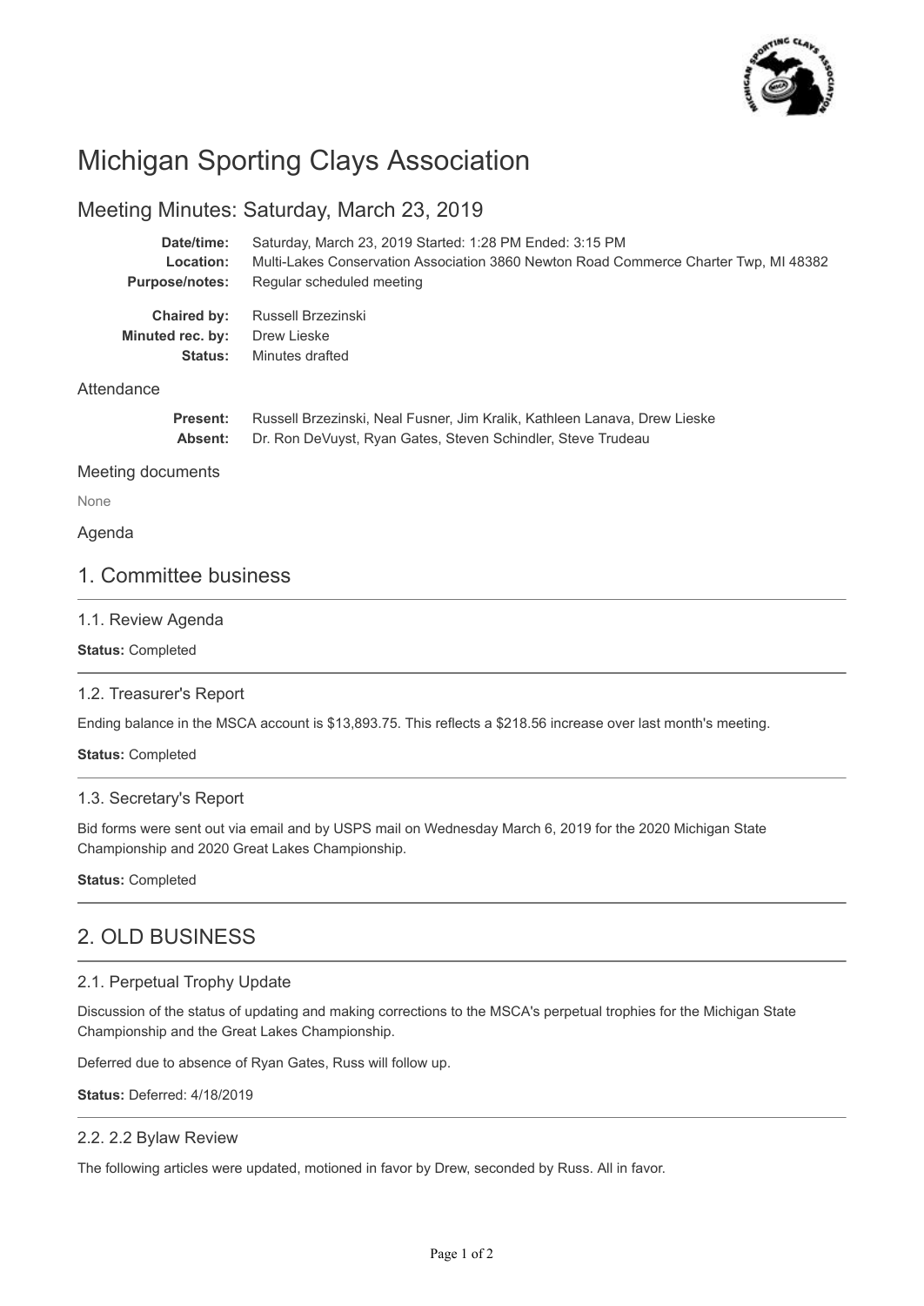# Michigan Sporting Clays Association

## Meeting Minutes: Saturday, March 23, 2019

**Date/time:** Saturday, March 23, 2019 Started: 1:28 PM Ended: 3:15 PM
**Location:** Multi-Lakes Conservation Association 3860 Newton Road Commerce Charter Twp, MI 48382
**Purpose/notes:** Regular scheduled meeting

**Chaired by:** Russell Brzezinski
**Minuted rec. by:** Drew Lieske
**Status:** Minutes drafted

### Attendance

**Present:** Russell Brzezinski, Neal Fusner, Jim Kralik, Kathleen Lanava, Drew Lieske
**Absent:** Dr. Ron DeVuyst, Ryan Gates, Steven Schindler, Steve Trudeau

### Meeting documents

None

### Agenda

## 1. Committee business

### 1.1. Review Agenda

**Status:** Completed

### 1.2. Treasurer's Report

Ending balance in the MSCA account is $13,893.75. This reflects a $218.56 increase over last month's meeting.

**Status:** Completed

### 1.3. Secretary's Report

Bid forms were sent out via email and by USPS mail on Wednesday March 6, 2019 for the 2020 Michigan State Championship and 2020 Great Lakes Championship.

**Status:** Completed

## 2. OLD BUSINESS

### 2.1. Perpetual Trophy Update

Discussion of the status of updating and making corrections to the MSCA's perpetual trophies for the Michigan State Championship and the Great Lakes Championship.

Deferred due to absence of Ryan Gates, Russ will follow up.

**Status:** Deferred: 4/18/2019

### 2.2. 2.2 Bylaw Review

The following articles were updated, motioned in favor by Drew, seconded by Russ. All in favor.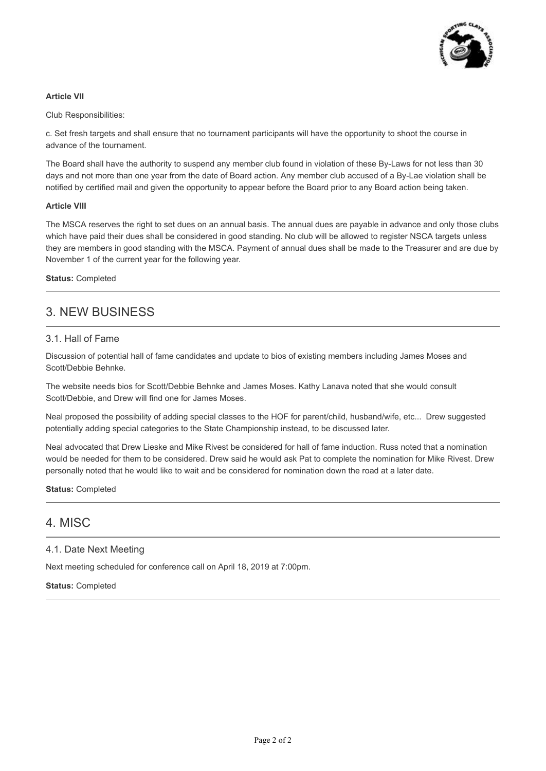**Article VII**

Club Responsibilities:

c. Set fresh targets and shall ensure that no tournament participants will have the opportunity to shoot the course in advance of the tournament.

The Board shall have the authority to suspend any member club found in violation of these By-Laws for not less than 30 days and not more than one year from the date of Board action. Any member club accused of a By-Lae violation shall be notified by certified mail and given the opportunity to appear before the Board prior to any Board action being taken.

**Article VIII**

The MSCA reserves the right to set dues on an annual basis. The annual dues are payable in advance and only those clubs which have paid their dues shall be considered in good standing. No club will be allowed to register NSCA targets unless they are members in good standing with the MSCA. Payment of annual dues shall be made to the Treasurer and are due by November 1 of the current year for the following year.

**Status:** Completed

## 3. NEW BUSINESS

### 3.1. Hall of Fame

Discussion of potential hall of fame candidates and update to bios of existing members including James Moses and Scott/Debbie Behnke.

The website needs bios for Scott/Debbie Behnke and James Moses. Kathy Lanava noted that she would consult Scott/Debbie, and Drew will find one for James Moses.

Neal proposed the possibility of adding special classes to the HOF for parent/child, husband/wife, etc... Drew suggested potentially adding special categories to the State Championship instead, to be discussed later.

Neal advocated that Drew Lieske and Mike Rivest be considered for hall of fame induction. Russ noted that a nomination would be needed for them to be considered. Drew said he would ask Pat to complete the nomination for Mike Rivest. Drew personally noted that he would like to wait and be considered for nomination down the road at a later date.

**Status:** Completed

## 4. MISC

### 4.1. Date Next Meeting

Next meeting scheduled for conference call on April 18, 2019 at 7:00pm.

**Status:** Completed